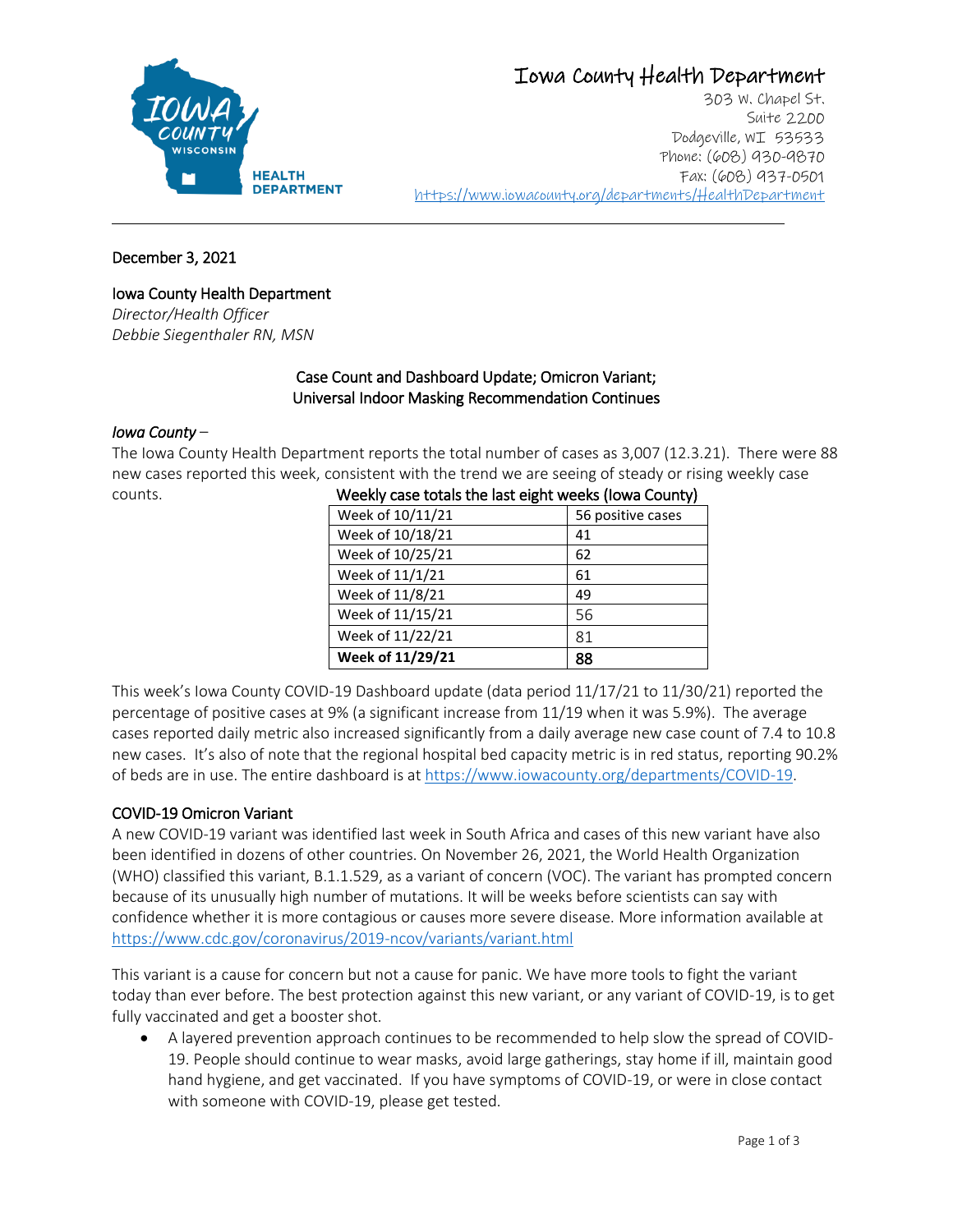# Iowa County Health Department

303 W. Chapel St.
Suite 2200
Dodgeville, WI 53533
Phone: (608) 930-9870
Fax: (608) 937-0501
https://www.iowacounty.org/departments/HealthDepartment

---

December 3, 2021

Iowa County Health Department
*Director/Health Officer*
*Debbie Siegenthaler RN, MSN*

## Case Count and Dashboard Update; Omicron Variant; Universal Indoor Masking Recommendation Continues

*Iowa County* –
The Iowa County Health Department reports the total number of cases as 3,007 (12.3.21). There were 88 new cases reported this week, consistent with the trend we are seeing of steady or rising weekly case counts.

**Weekly case totals the last eight weeks (Iowa County)**

| | |
|---|---|
| Week of 10/11/21 | 56 positive cases |
| Week of 10/18/21 | 41 |
| Week of 10/25/21 | 62 |
| Week of 11/1/21 | 61 |
| Week of 11/8/21 | 49 |
| Week of 11/15/21 | 56 |
| Week of 11/22/21 | 81 |
| **Week of 11/29/21** | **88** |

This week's Iowa County COVID-19 Dashboard update (data period 11/17/21 to 11/30/21) reported the percentage of positive cases at 9% (a significant increase from 11/19 when it was 5.9%). The average cases reported daily metric also increased significantly from a daily average new case count of 7.4 to 10.8 new cases. It's also of note that the regional hospital bed capacity metric is in red status, reporting 90.2% of beds are in use. The entire dashboard is at https://www.iowacounty.org/departments/COVID-19.

### COVID-19 Omicron Variant

A new COVID-19 variant was identified last week in South Africa and cases of this new variant have also been identified in dozens of other countries. On November 26, 2021, the World Health Organization (WHO) classified this variant, B.1.1.529, as a variant of concern (VOC). The variant has prompted concern because of its unusually high number of mutations. It will be weeks before scientists can say with confidence whether it is more contagious or causes more severe disease. More information available at https://www.cdc.gov/coronavirus/2019-ncov/variants/variant.html

This variant is a cause for concern but not a cause for panic. We have more tools to fight the variant today than ever before. The best protection against this new variant, or any variant of COVID-19, is to get fully vaccinated and get a booster shot.

- A layered prevention approach continues to be recommended to help slow the spread of COVID-19. People should continue to wear masks, avoid large gatherings, stay home if ill, maintain good hand hygiene, and get vaccinated. If you have symptoms of COVID-19, or were in close contact with someone with COVID-19, please get tested.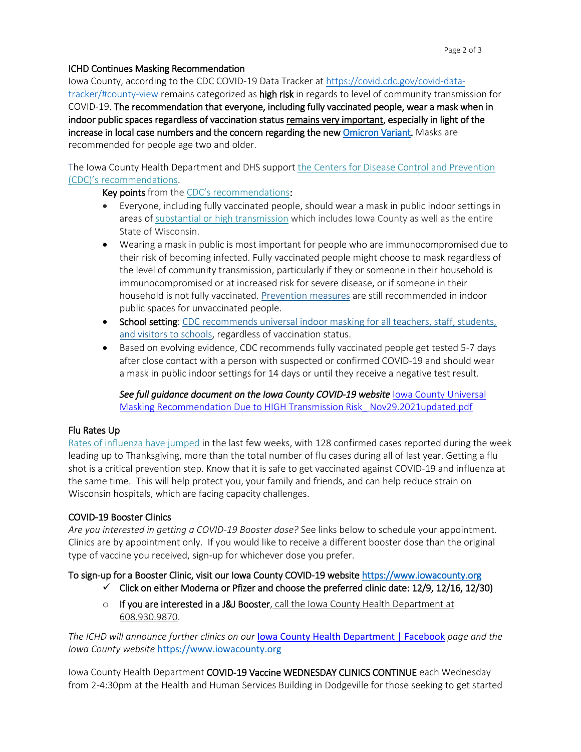## ICHD Continues Masking Recommendation

Iowa County, according to the CDC COVID-19 Data Tracker at https://covid.cdc.gov/covid-data-tracker/#county-view remains categorized as **high risk** in regards to level of community transmission for COVID-19. **The recommendation that everyone, including fully vaccinated people, wear a mask when in indoor public spaces regardless of vaccination status remains very important, especially in light of the increase in local case numbers and the concern regarding the new Omicron Variant.** Masks are recommended for people age two and older.

The Iowa County Health Department and DHS support the Centers for Disease Control and Prevention (CDC)'s recommendations.

**Key points** from the CDC's recommendations:

- Everyone, including fully vaccinated people, should wear a mask in public indoor settings in areas of substantial or high transmission which includes Iowa County as well as the entire State of Wisconsin.
- Wearing a mask in public is most important for people who are immunocompromised due to their risk of becoming infected. Fully vaccinated people might choose to mask regardless of the level of community transmission, particularly if they or someone in their household is immunocompromised or at increased risk for severe disease, or if someone in their household is not fully vaccinated. Prevention measures are still recommended in indoor public spaces for unvaccinated people.
- **School setting**: CDC recommends universal indoor masking for all teachers, staff, students, and visitors to schools, regardless of vaccination status.
- Based on evolving evidence, CDC recommends fully vaccinated people get tested 5-7 days after close contact with a person with suspected or confirmed COVID-19 and should wear a mask in public indoor settings for 14 days or until they receive a negative test result.

***See full guidance document on the Iowa County COVID-19 website*** Iowa County Universal Masking Recommendation Due to HIGH Transmission Risk_ Nov29.2021updated.pdf

## Flu Rates Up

Rates of influenza have jumped in the last few weeks, with 128 confirmed cases reported during the week leading up to Thanksgiving, more than the total number of flu cases during all of last year. Getting a flu shot is a critical prevention step. Know that it is safe to get vaccinated against COVID-19 and influenza at the same time. This will help protect you, your family and friends, and can help reduce strain on Wisconsin hospitals, which are facing capacity challenges.

## COVID-19 Booster Clinics

*Are you interested in getting a COVID-19 Booster dose?* See links below to schedule your appointment. Clinics are by appointment only. If you would like to receive a different booster dose than the original type of vaccine you received, sign-up for whichever dose you prefer.

**To sign-up for a Booster Clinic, visit our Iowa County COVID-19 website** https://www.iowacounty.org

- ✓ **Click on either Moderna or Pfizer and choose the preferred clinic date: 12/9, 12/16, 12/30)**
- **If you are interested in a J&J Booster**, call the Iowa County Health Department at 608.930.9870.

*The ICHD will announce further clinics on our* Iowa County Health Department | Facebook *page and the Iowa County website* https://www.iowacounty.org

Iowa County Health Department **COVID-19 Vaccine WEDNESDAY CLINICS CONTINUE** each Wednesday from 2-4:30pm at the Health and Human Services Building in Dodgeville for those seeking to get started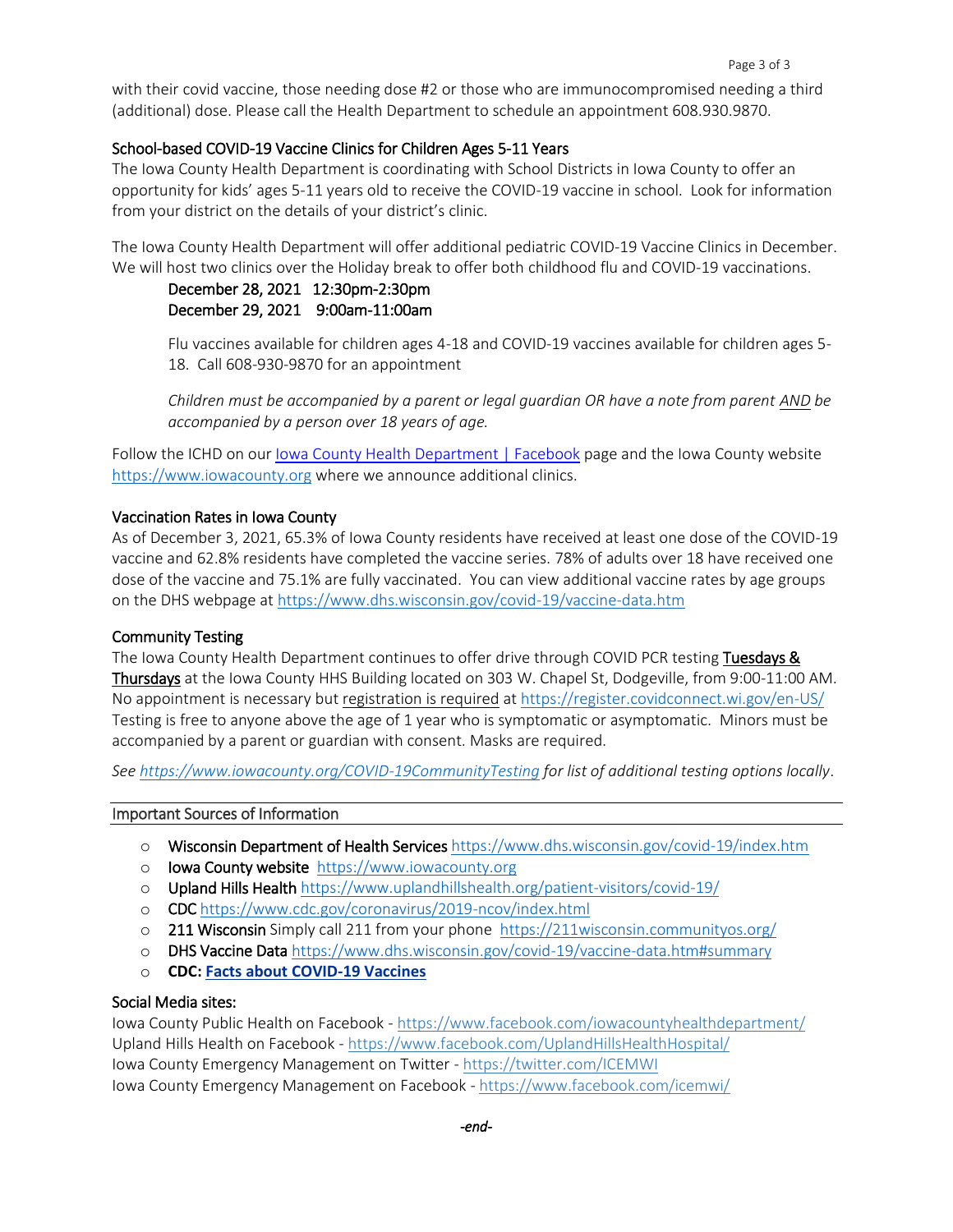with their covid vaccine, those needing dose #2 or those who are immunocompromised needing a third (additional) dose. Please call the Health Department to schedule an appointment 608.930.9870.

### School-based COVID-19 Vaccine Clinics for Children Ages 5-11 Years

The Iowa County Health Department is coordinating with School Districts in Iowa County to offer an opportunity for kids' ages 5-11 years old to receive the COVID-19 vaccine in school. Look for information from your district on the details of your district's clinic.

The Iowa County Health Department will offer additional pediatric COVID-19 Vaccine Clinics in December. We will host two clinics over the Holiday break to offer both childhood flu and COVID-19 vaccinations.

December 28, 2021 12:30pm-2:30pm
December 29, 2021 9:00am-11:00am

Flu vaccines available for children ages 4-18 and COVID-19 vaccines available for children ages 5-18. Call 608-930-9870 for an appointment

*Children must be accompanied by a parent or legal guardian OR have a note from parent AND be accompanied by a person over 18 years of age.*

Follow the ICHD on our [Iowa County Health Department | Facebook](https://www.facebook.com/iowacountyhealthdepartment/) page and the Iowa County website https://www.iowacounty.org where we announce additional clinics.

### Vaccination Rates in Iowa County

As of December 3, 2021, 65.3% of Iowa County residents have received at least one dose of the COVID-19 vaccine and 62.8% residents have completed the vaccine series. 78% of adults over 18 have received one dose of the vaccine and 75.1% are fully vaccinated. You can view additional vaccine rates by age groups on the DHS webpage at https://www.dhs.wisconsin.gov/covid-19/vaccine-data.htm

### Community Testing

The Iowa County Health Department continues to offer drive through COVID PCR testing **Tuesdays & Thursdays** at the Iowa County HHS Building located on 303 W. Chapel St, Dodgeville, from 9:00-11:00 AM. No appointment is necessary but registration is required at https://register.covidconnect.wi.gov/en-US/ Testing is free to anyone above the age of 1 year who is symptomatic or asymptomatic. Minors must be accompanied by a parent or guardian with consent. Masks are required.

*See https://www.iowacounty.org/COVID-19CommunityTesting for list of additional testing options locally.*

### Important Sources of Information

- **Wisconsin Department of Health Services** https://www.dhs.wisconsin.gov/covid-19/index.htm
- **Iowa County website** https://www.iowacounty.org
- **Upland Hills Health** https://www.uplandhillshealth.org/patient-visitors/covid-19/
- **CDC** https://www.cdc.gov/coronavirus/2019-ncov/index.html
- **211 Wisconsin** Simply call 211 from your phone https://211wisconsin.communityos.org/
- **DHS Vaccine Data** https://www.dhs.wisconsin.gov/covid-19/vaccine-data.htm#summary
- **CDC: Facts about COVID-19 Vaccines**

### Social Media sites:

Iowa County Public Health on Facebook - https://www.facebook.com/iowacountyhealthdepartment/
Upland Hills Health on Facebook - https://www.facebook.com/UplandHillsHealthHospital/
Iowa County Emergency Management on Twitter - https://twitter.com/ICEMWI
Iowa County Emergency Management on Facebook - https://www.facebook.com/icemwi/

*-end-*